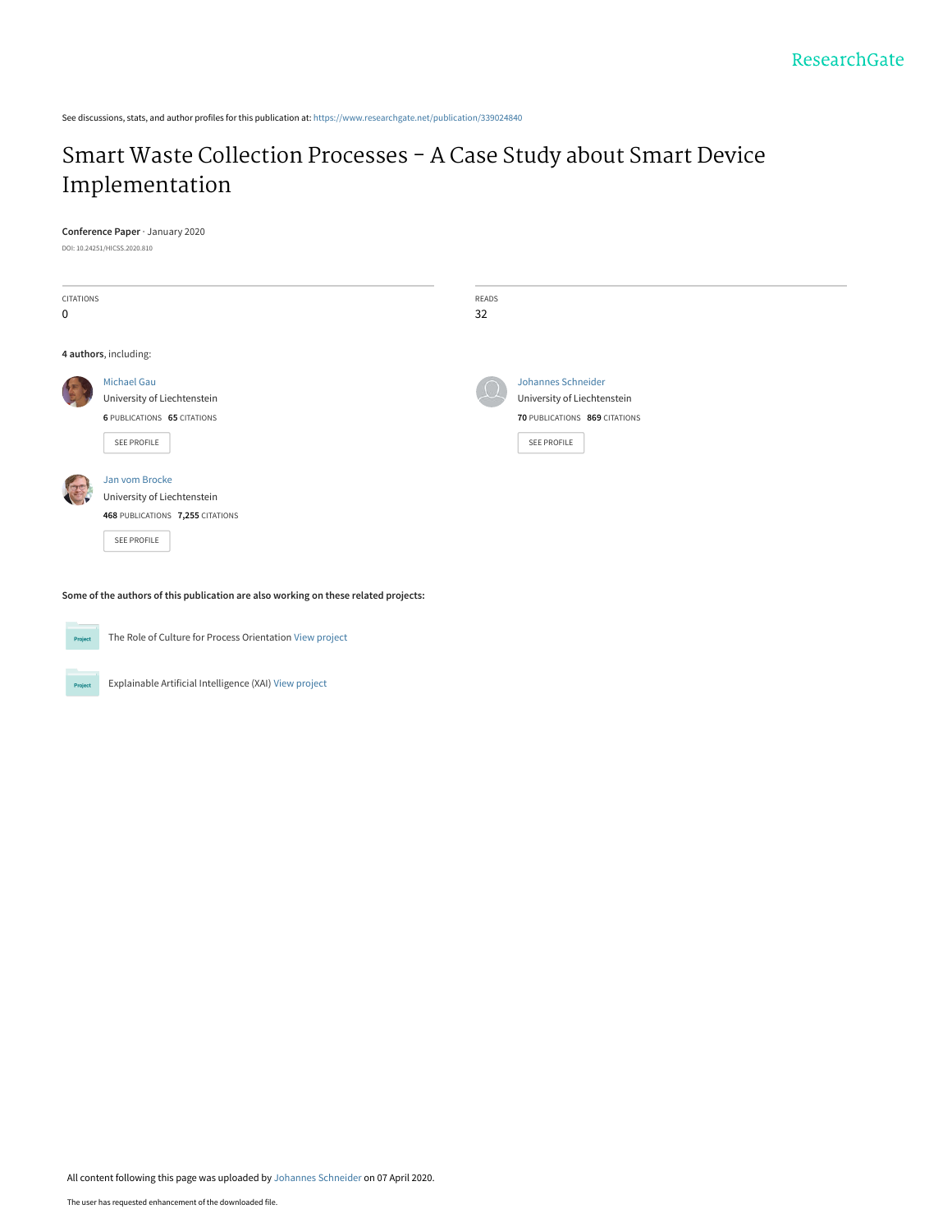See discussions, stats, and author profiles for this publication at: https://www.researchgate.net/publication/339024840

# Smart Waste Collection Processes - A Case Study about Smart Device Implementation

**Conference Paper** · January 2020

DOI: 10.24251/HICSS.2020.810

| CITATIONS | READS |
| --- | --- |
| 0 | 32 |

**4 authors**, including:

Michael Gau
University of Liechtenstein
**6** PUBLICATIONS **65** CITATIONS
SEE PROFILE

Johannes Schneider
University of Liechtenstein
**70** PUBLICATIONS **869** CITATIONS
SEE PROFILE

Jan vom Brocke
University of Liechtenstein
**468** PUBLICATIONS **7,255** CITATIONS
SEE PROFILE

**Some of the authors of this publication are also working on these related projects:**

Project: The Role of Culture for Process Orientation View project

Project: Explainable Artificial Intelligence (XAI) View project

All content following this page was uploaded by Johannes Schneider on 07 April 2020.

The user has requested enhancement of the downloaded file.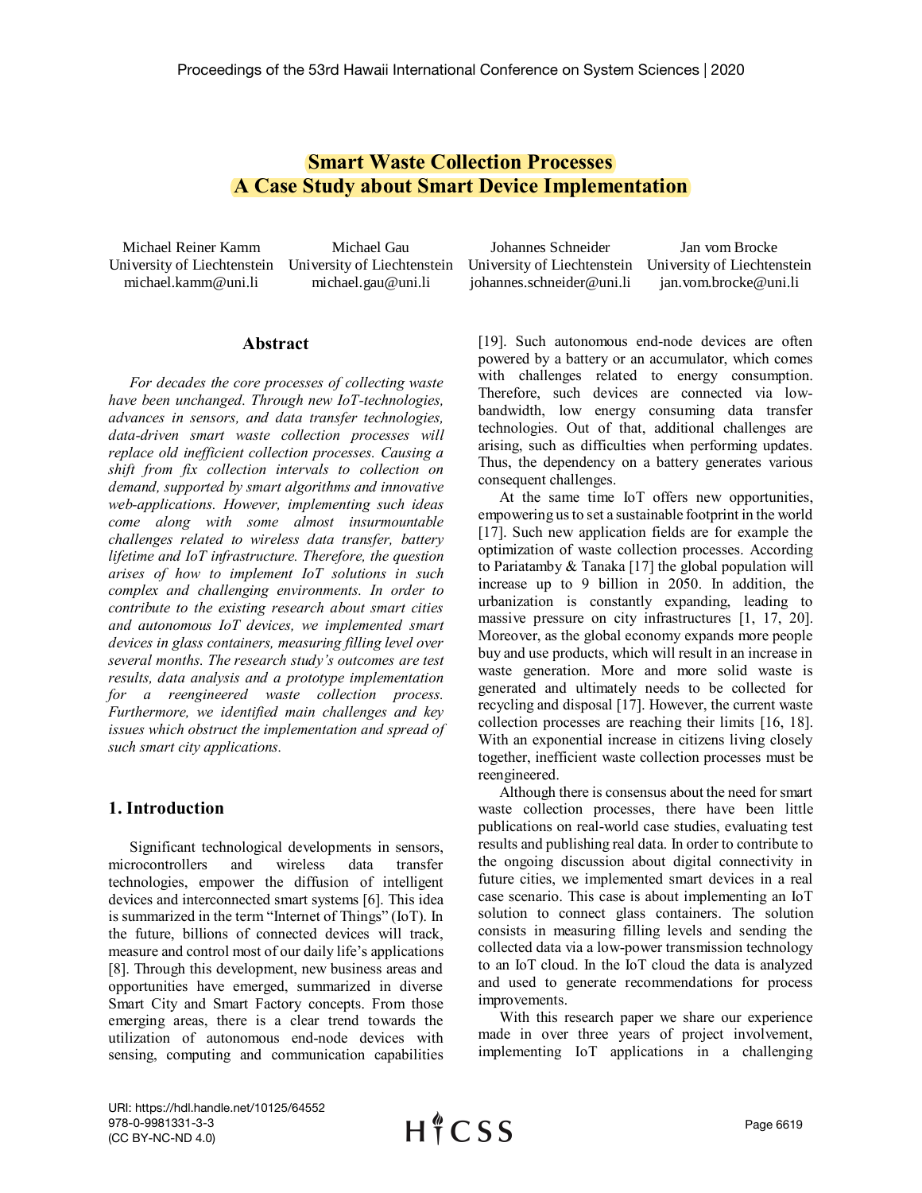# Smart Waste Collection Processes
# A Case Study about Smart Device Implementation

Michael Reiner Kamm
University of Liechtenstein
michael.kamm@uni.li

Michael Gau
University of Liechtenstein
michael.gau@uni.li

Johannes Schneider
University of Liechtenstein
johannes.schneider@uni.li

Jan vom Brocke
University of Liechtenstein
jan.vom.brocke@uni.li

## Abstract

*For decades the core processes of collecting waste have been unchanged. Through new IoT-technologies, advances in sensors, and data transfer technologies, data-driven smart waste collection processes will replace old inefficient collection processes. Causing a shift from fix collection intervals to collection on demand, supported by smart algorithms and innovative web-applications. However, implementing such ideas come along with some almost insurmountable challenges related to wireless data transfer, battery lifetime and IoT infrastructure. Therefore, the question arises of how to implement IoT solutions in such complex and challenging environments. In order to contribute to the existing research about smart cities and autonomous IoT devices, we implemented smart devices in glass containers, measuring filling level over several months. The research study's outcomes are test results, data analysis and a prototype implementation for a reengineered waste collection process. Furthermore, we identified main challenges and key issues which obstruct the implementation and spread of such smart city applications.*

## 1. Introduction

Significant technological developments in sensors, microcontrollers and wireless data transfer technologies, empower the diffusion of intelligent devices and interconnected smart systems [6]. This idea is summarized in the term "Internet of Things" (IoT). In the future, billions of connected devices will track, measure and control most of our daily life's applications [8]. Through this development, new business areas and opportunities have emerged, summarized in diverse Smart City and Smart Factory concepts. From those emerging areas, there is a clear trend towards the utilization of autonomous end-node devices with sensing, computing and communication capabilities [19]. Such autonomous end-node devices are often powered by a battery or an accumulator, which comes with challenges related to energy consumption. Therefore, such devices are connected via low-bandwidth, low energy consuming data transfer technologies. Out of that, additional challenges are arising, such as difficulties when performing updates. Thus, the dependency on a battery generates various consequent challenges.

At the same time IoT offers new opportunities, empowering us to set a sustainable footprint in the world [17]. Such new application fields are for example the optimization of waste collection processes. According to Pariatamby & Tanaka [17] the global population will increase up to 9 billion in 2050. In addition, the urbanization is constantly expanding, leading to massive pressure on city infrastructures [1, 17, 20]. Moreover, as the global economy expands more people buy and use products, which will result in an increase in waste generation. More and more solid waste is generated and ultimately needs to be collected for recycling and disposal [17]. However, the current waste collection processes are reaching their limits [16, 18]. With an exponential increase in citizens living closely together, inefficient waste collection processes must be reengineered.

Although there is consensus about the need for smart waste collection processes, there have been little publications on real-world case studies, evaluating test results and publishing real data. In order to contribute to the ongoing discussion about digital connectivity in future cities, we implemented smart devices in a real case scenario. This case is about implementing an IoT solution to connect glass containers. The solution consists in measuring filling levels and sending the collected data via a low-power transmission technology to an IoT cloud. In the IoT cloud the data is analyzed and used to generate recommendations for process improvements.

With this research paper we share our experience made in over three years of project involvement, implementing IoT applications in a challenging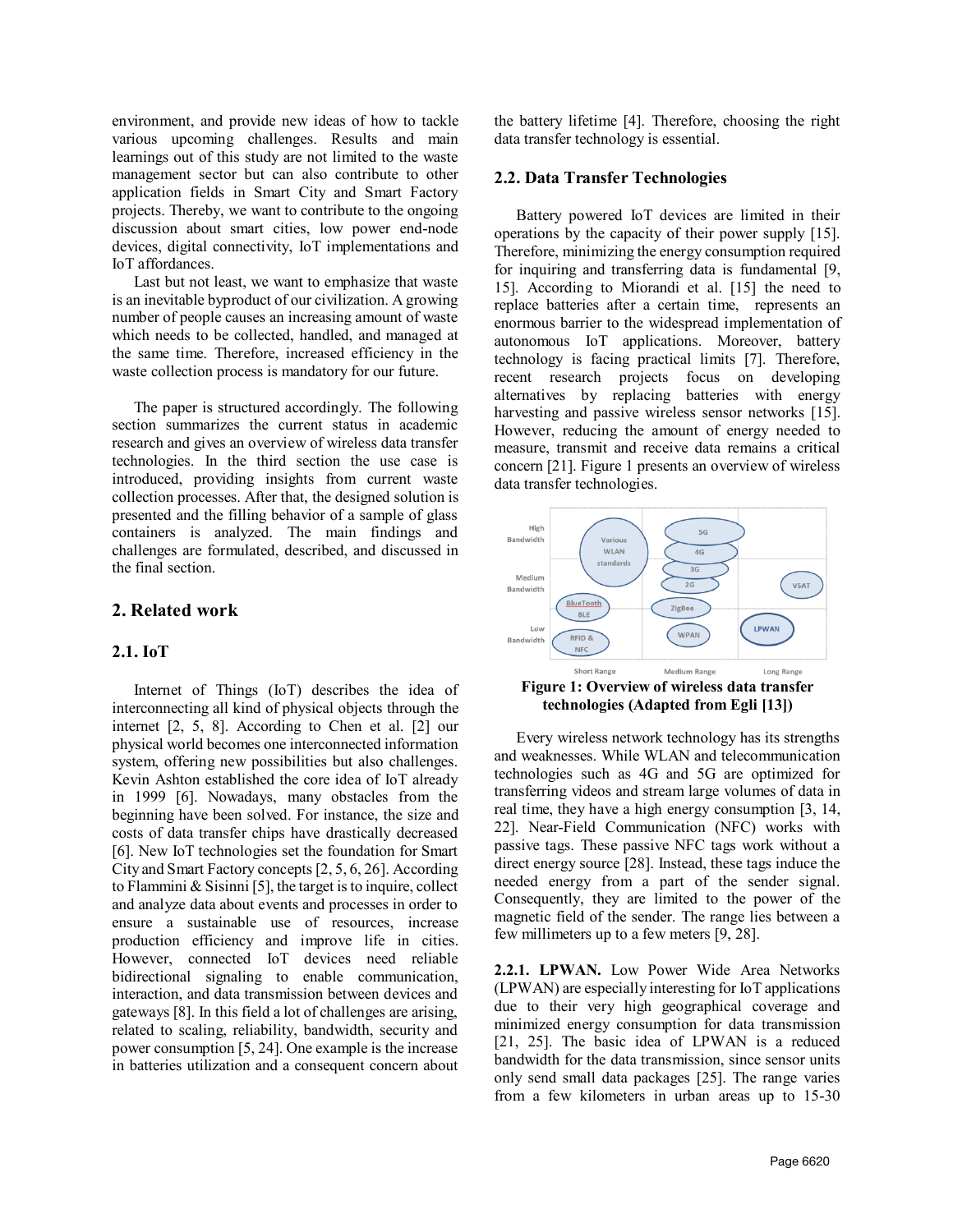environment, and provide new ideas of how to tackle various upcoming challenges. Results and main learnings out of this study are not limited to the waste management sector but can also contribute to other application fields in Smart City and Smart Factory projects. Thereby, we want to contribute to the ongoing discussion about smart cities, low power end-node devices, digital connectivity, IoT implementations and IoT affordances.

Last but not least, we want to emphasize that waste is an inevitable byproduct of our civilization. A growing number of people causes an increasing amount of waste which needs to be collected, handled, and managed at the same time. Therefore, increased efficiency in the waste collection process is mandatory for our future.

The paper is structured accordingly. The following section summarizes the current status in academic research and gives an overview of wireless data transfer technologies. In the third section the use case is introduced, providing insights from current waste collection processes. After that, the designed solution is presented and the filling behavior of a sample of glass containers is analyzed. The main findings and challenges are formulated, described, and discussed in the final section.

## 2. Related work

### 2.1. IoT

Internet of Things (IoT) describes the idea of interconnecting all kind of physical objects through the internet [2, 5, 8]. According to Chen et al. [2] our physical world becomes one interconnected information system, offering new possibilities but also challenges. Kevin Ashton established the core idea of IoT already in 1999 [6]. Nowadays, many obstacles from the beginning have been solved. For instance, the size and costs of data transfer chips have drastically decreased [6]. New IoT technologies set the foundation for Smart City and Smart Factory concepts [2, 5, 6, 26]. According to Flammini & Sisinni [5], the target is to inquire, collect and analyze data about events and processes in order to ensure a sustainable use of resources, increase production efficiency and improve life in cities. However, connected IoT devices need reliable bidirectional signaling to enable communication, interaction, and data transmission between devices and gateways [8]. In this field a lot of challenges are arising, related to scaling, reliability, bandwidth, security and power consumption [5, 24]. One example is the increase in batteries utilization and a consequent concern about the battery lifetime [4]. Therefore, choosing the right data transfer technology is essential.

### 2.2. Data Transfer Technologies

Battery powered IoT devices are limited in their operations by the capacity of their power supply [15]. Therefore, minimizing the energy consumption required for inquiring and transferring data is fundamental [9, 15]. According to Miorandi et al. [15] the need to replace batteries after a certain time, represents an enormous barrier to the widespread implementation of autonomous IoT applications. Moreover, battery technology is facing practical limits [7]. Therefore, recent research projects focus on developing alternatives by replacing batteries with energy harvesting and passive wireless sensor networks [15]. However, reducing the amount of energy needed to measure, transmit and receive data remains a critical concern [21]. Figure 1 presents an overview of wireless data transfer technologies.

**Figure 1: Overview of wireless data transfer technologies (Adapted from Egli [13])**

Every wireless network technology has its strengths and weaknesses. While WLAN and telecommunication technologies such as 4G and 5G are optimized for transferring videos and stream large volumes of data in real time, they have a high energy consumption [3, 14, 22]. Near-Field Communication (NFC) works with passive tags. These passive NFC tags work without a direct energy source [28]. Instead, these tags induce the needed energy from a part of the sender signal. Consequently, they are limited to the power of the magnetic field of the sender. The range lies between a few millimeters up to a few meters [9, 28].

**2.2.1. LPWAN.** Low Power Wide Area Networks (LPWAN) are especially interesting for IoT applications due to their very high geographical coverage and minimized energy consumption for data transmission [21, 25]. The basic idea of LPWAN is a reduced bandwidth for the data transmission, since sensor units only send small data packages [25]. The range varies from a few kilometers in urban areas up to 15-30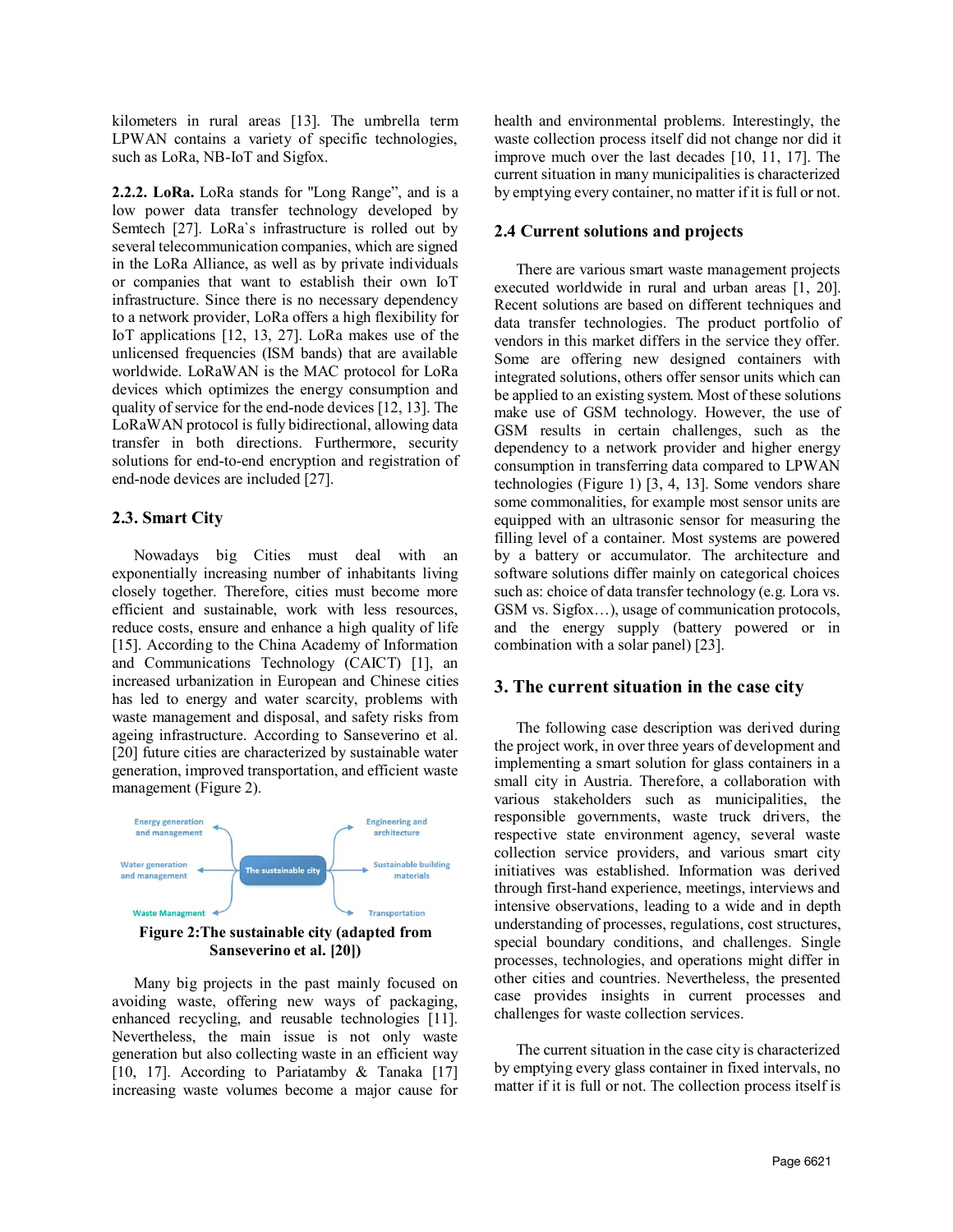kilometers in rural areas [13]. The umbrella term LPWAN contains a variety of specific technologies, such as LoRa, NB-IoT and Sigfox.

**2.2.2. LoRa.** LoRa stands for "Long Range", and is a low power data transfer technology developed by Semtech [27]. LoRa`s infrastructure is rolled out by several telecommunication companies, which are signed in the LoRa Alliance, as well as by private individuals or companies that want to establish their own IoT infrastructure. Since there is no necessary dependency to a network provider, LoRa offers a high flexibility for IoT applications [12, 13, 27]. LoRa makes use of the unlicensed frequencies (ISM bands) that are available worldwide. LoRaWAN is the MAC protocol for LoRa devices which optimizes the energy consumption and quality of service for the end-node devices [12, 13]. The LoRaWAN protocol is fully bidirectional, allowing data transfer in both directions. Furthermore, security solutions for end-to-end encryption and registration of end-node devices are included [27].

## 2.3. Smart City

Nowadays big Cities must deal with an exponentially increasing number of inhabitants living closely together. Therefore, cities must become more efficient and sustainable, work with less resources, reduce costs, ensure and enhance a high quality of life [15]. According to the China Academy of Information and Communications Technology (CAICT) [1], an increased urbanization in European and Chinese cities has led to energy and water scarcity, problems with waste management and disposal, and safety risks from ageing infrastructure. According to Sanseverino et al. [20] future cities are characterized by sustainable water generation, improved transportation, and efficient waste management (Figure 2).

The sustainable city → Energy generation and management; Water generation and management; Waste Managment; Engineering and architecture; Sustainable building materials; Transportation

**Figure 2:The sustainable city (adapted from Sanseverino et al. [20])**

Many big projects in the past mainly focused on avoiding waste, offering new ways of packaging, enhanced recycling, and reusable technologies [11]. Nevertheless, the main issue is not only waste generation but also collecting waste in an efficient way [10, 17]. According to Pariatamby & Tanaka [17] increasing waste volumes become a major cause for health and environmental problems. Interestingly, the waste collection process itself did not change nor did it improve much over the last decades [10, 11, 17]. The current situation in many municipalities is characterized by emptying every container, no matter if it is full or not.

## 2.4 Current solutions and projects

There are various smart waste management projects executed worldwide in rural and urban areas [1, 20]. Recent solutions are based on different techniques and data transfer technologies. The product portfolio of vendors in this market differs in the service they offer. Some are offering new designed containers with integrated solutions, others offer sensor units which can be applied to an existing system. Most of these solutions make use of GSM technology. However, the use of GSM results in certain challenges, such as the dependency to a network provider and higher energy consumption in transferring data compared to LPWAN technologies (Figure 1) [3, 4, 13]. Some vendors share some commonalities, for example most sensor units are equipped with an ultrasonic sensor for measuring the filling level of a container. Most systems are powered by a battery or accumulator. The architecture and software solutions differ mainly on categorical choices such as: choice of data transfer technology (e.g. Lora vs. GSM vs. Sigfox…), usage of communication protocols, and the energy supply (battery powered or in combination with a solar panel) [23].

# 3. The current situation in the case city

The following case description was derived during the project work, in over three years of development and implementing a smart solution for glass containers in a small city in Austria. Therefore, a collaboration with various stakeholders such as municipalities, the responsible governments, waste truck drivers, the respective state environment agency, several waste collection service providers, and various smart city initiatives was established. Information was derived through first-hand experience, meetings, interviews and intensive observations, leading to a wide and in depth understanding of processes, regulations, cost structures, special boundary conditions, and challenges. Single processes, technologies, and operations might differ in other cities and countries. Nevertheless, the presented case provides insights in current processes and challenges for waste collection services.

The current situation in the case city is characterized by emptying every glass container in fixed intervals, no matter if it is full or not. The collection process itself is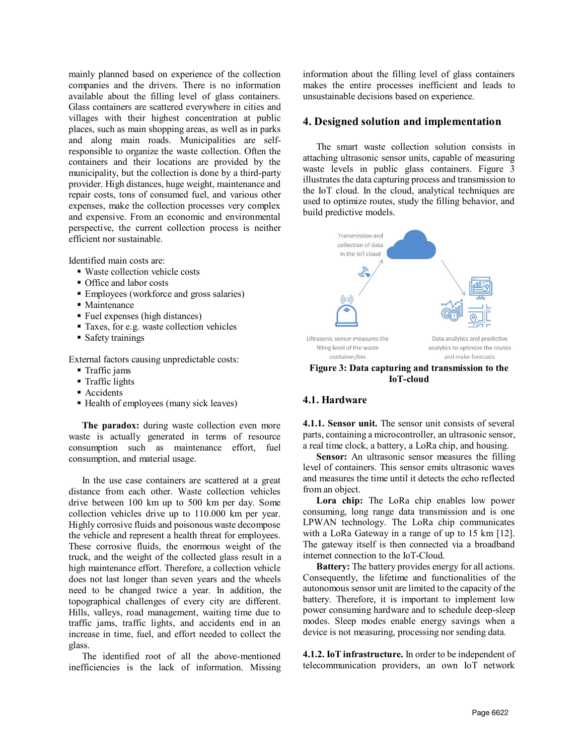mainly planned based on experience of the collection companies and the drivers. There is no information available about the filling level of glass containers. Glass containers are scattered everywhere in cities and villages with their highest concentration at public places, such as main shopping areas, as well as in parks and along main roads. Municipalities are self-responsible to organize the waste collection. Often the containers and their locations are provided by the municipality, but the collection is done by a third-party provider. High distances, huge weight, maintenance and repair costs, tons of consumed fuel, and various other expenses, make the collection processes very complex and expensive. From an economic and environmental perspective, the current collection process is neither efficient nor sustainable.

Identified main costs are:

- Waste collection vehicle costs
- Office and labor costs
- Employees (workforce and gross salaries)
- Maintenance
- Fuel expenses (high distances)
- Taxes, for e.g. waste collection vehicles
- Safety trainings

External factors causing unpredictable costs:

- Traffic jams
- Traffic lights
- Accidents
- Health of employees (many sick leaves)

**The paradox:** during waste collection even more waste is actually generated in terms of resource consumption such as maintenance effort, fuel consumption, and material usage.

In the use case containers are scattered at a great distance from each other. Waste collection vehicles drive between 100 km up to 500 km per day. Some collection vehicles drive up to 110.000 km per year. Highly corrosive fluids and poisonous waste decompose the vehicle and represent a health threat for employees. These corrosive fluids, the enormous weight of the truck, and the weight of the collected glass result in a high maintenance effort. Therefore, a collection vehicle does not last longer than seven years and the wheels need to be changed twice a year. In addition, the topographical challenges of every city are different. Hills, valleys, road management, waiting time due to traffic jams, traffic lights, and accidents end in an increase in time, fuel, and effort needed to collect the glass.

The identified root of all the above-mentioned inefficiencies is the lack of information. Missing information about the filling level of glass containers makes the entire processes inefficient and leads to unsustainable decisions based on experience.

## 4. Designed solution and implementation

The smart waste collection solution consists in attaching ultrasonic sensor units, capable of measuring waste levels in public glass containers. Figure 3 illustrates the data capturing process and transmission to the IoT cloud. In the cloud, analytical techniques are used to optimize routes, study the filling behavior, and build predictive models.

Transmission and collection of data in the IoT cloud

Ultrasonic sensor measures the filling level of the waste container/bin

Data analytics and predictive analytics to optimize the routes and make forecasts

**Figure 3: Data capturing and transmission to the IoT-cloud**

### 4.1. Hardware

**4.1.1. Sensor unit.** The sensor unit consists of several parts, containing a microcontroller, an ultrasonic sensor, a real time clock, a battery, a LoRa chip, and housing.

**Sensor:** An ultrasonic sensor measures the filling level of containers. This sensor emits ultrasonic waves and measures the time until it detects the echo reflected from an object.

**Lora chip:** The LoRa chip enables low power consuming, long range data transmission and is one LPWAN technology. The LoRa chip communicates with a LoRa Gateway in a range of up to 15 km [12]. The gateway itself is then connected via a broadband internet connection to the IoT-Cloud.

**Battery:** The battery provides energy for all actions. Consequently, the lifetime and functionalities of the autonomous sensor unit are limited to the capacity of the battery. Therefore, it is important to implement low power consuming hardware and to schedule deep-sleep modes. Sleep modes enable energy savings when a device is not measuring, processing nor sending data.

**4.1.2. IoT infrastructure.** In order to be independent of telecommunication providers, an own IoT network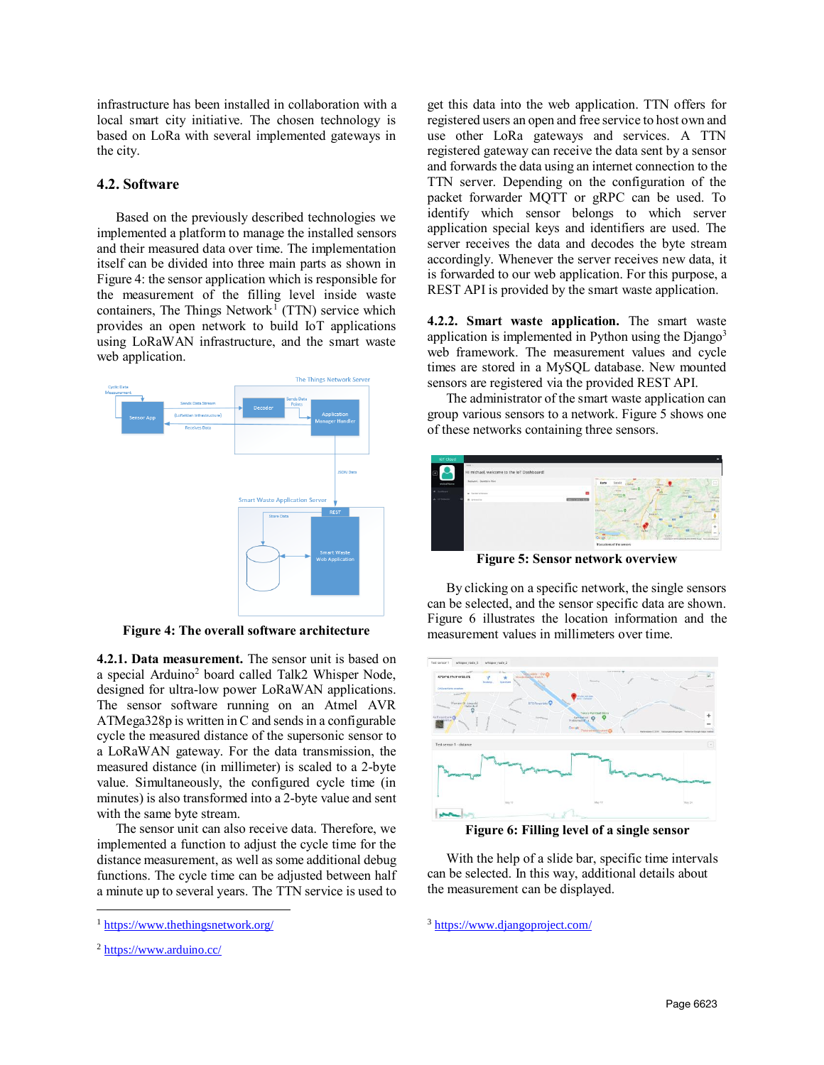infrastructure has been installed in collaboration with a local smart city initiative. The chosen technology is based on LoRa with several implemented gateways in the city.

## 4.2. Software

Based on the previously described technologies we implemented a platform to manage the installed sensors and their measured data over time. The implementation itself can be divided into three main parts as shown in Figure 4: the sensor application which is responsible for the measurement of the filling level inside waste containers, The Things Network[1] (TTN) service which provides an open network to build IoT applications using LoRaWAN infrastructure, and the smart waste web application.

**Figure 4: The overall software architecture**

**4.2.1. Data measurement.** The sensor unit is based on a special Arduino[2] board called Talk2 Whisper Node, designed for ultra-low power LoRaWAN applications. The sensor software running on an Atmel AVR ATMega328p is written in C and sends in a configurable cycle the measured distance of the supersonic sensor to a LoRaWAN gateway. For the data transmission, the measured distance (in millimeter) is scaled to a 2-byte value. Simultaneously, the configured cycle time (in minutes) is also transformed into a 2-byte value and sent with the same byte stream.

The sensor unit can also receive data. Therefore, we implemented a function to adjust the cycle time for the distance measurement, as well as some additional debug functions. The cycle time can be adjusted between half a minute up to several years. The TTN service is used to get this data into the web application. TTN offers for registered users an open and free service to host own and use other LoRa gateways and services. A TTN registered gateway can receive the data sent by a sensor and forwards the data using an internet connection to the TTN server. Depending on the configuration of the packet forwarder MQTT or gRPC can be used. To identify which sensor belongs to which server application special keys and identifiers are used. The server receives the data and decodes the byte stream accordingly. Whenever the server receives new data, it is forwarded to our web application. For this purpose, a REST API is provided by the smart waste application.

**4.2.2. Smart waste application.** The smart waste application is implemented in Python using the Django[3] web framework. The measurement values and cycle times are stored in a MySQL database. New mounted sensors are registered via the provided REST API.

The administrator of the smart waste application can group various sensors to a network. Figure 5 shows one of these networks containing three sensors.

**Figure 5: Sensor network overview**

By clicking on a specific network, the single sensors can be selected, and the sensor specific data are shown. Figure 6 illustrates the location information and the measurement values in millimeters over time.

**Figure 6: Filling level of a single sensor**

With the help of a slide bar, specific time intervals can be selected. In this way, additional details about the measurement can be displayed.

---

[1] https://www.thethingsnetwork.org/

[2] https://www.arduino.cc/

[3] https://www.djangoproject.com/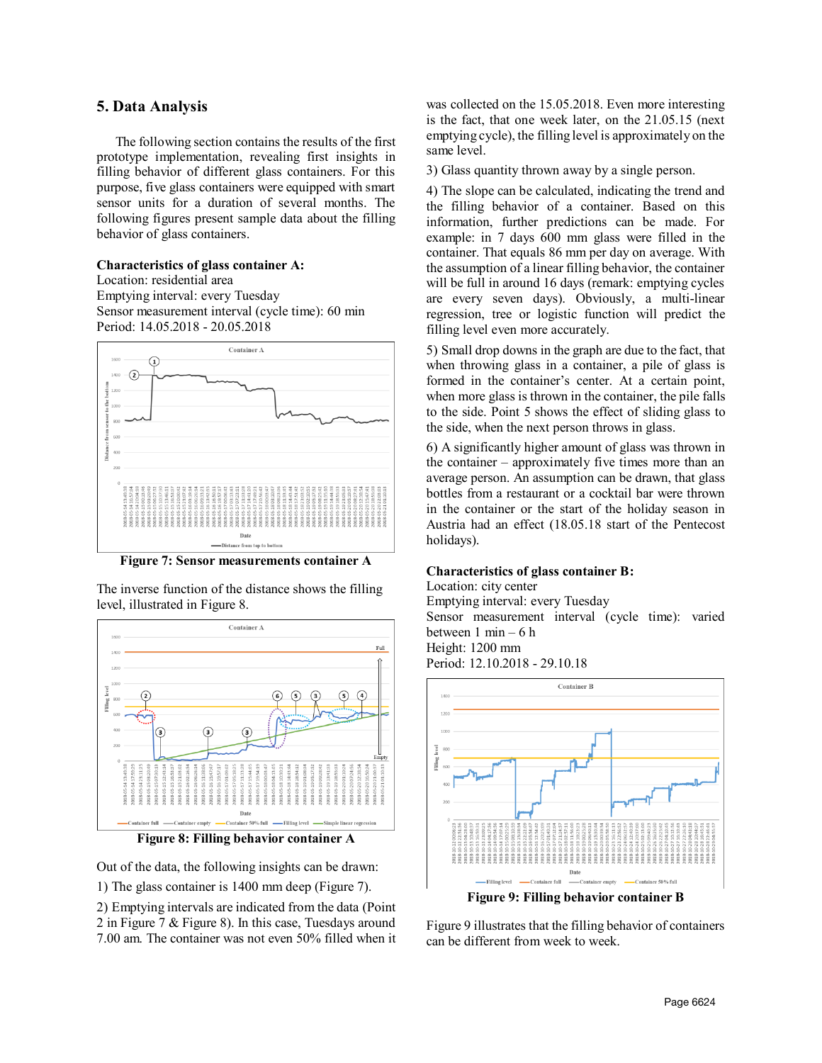## 5. Data Analysis

The following section contains the results of the first prototype implementation, revealing first insights in filling behavior of different glass containers. For this purpose, five glass containers were equipped with smart sensor units for a duration of several months. The following figures present sample data about the filling behavior of glass containers.

**Characteristics of glass container A:**
Location: residential area
Emptying interval: every Tuesday
Sensor measurement interval (cycle time): 60 min
Period: 14.05.2018 - 20.05.2018

**Figure 7: Sensor measurements container A**

The inverse function of the distance shows the filling level, illustrated in Figure 8.

**Figure 8: Filling behavior container A**

Out of the data, the following insights can be drawn:

1) The glass container is 1400 mm deep (Figure 7).

2) Emptying intervals are indicated from the data (Point 2 in Figure 7 & Figure 8). In this case, Tuesdays around 7.00 am. The container was not even 50% filled when it was collected on the 15.05.2018. Even more interesting is the fact, that one week later, on the 21.05.15 (next emptying cycle), the filling level is approximately on the same level.

3) Glass quantity thrown away by a single person.

4) The slope can be calculated, indicating the trend and the filling behavior of a container. Based on this information, further predictions can be made. For example: in 7 days 600 mm glass were filled in the container. That equals 86 mm per day on average. With the assumption of a linear filling behavior, the container will be full in around 16 days (remark: emptying cycles are every seven days). Obviously, a multi-linear regression, tree or logistic function will predict the filling level even more accurately.

5) Small drop downs in the graph are due to the fact, that when throwing glass in a container, a pile of glass is formed in the container's center. At a certain point, when more glass is thrown in the container, the pile falls to the side. Point 5 shows the effect of sliding glass to the side, when the next person throws in glass.

6) A significantly higher amount of glass was thrown in the container – approximately five times more than an average person. An assumption can be drawn, that glass bottles from a restaurant or a cocktail bar were thrown in the container or the start of the holiday season in Austria had an effect (18.05.18 start of the Pentecost holidays).

**Characteristics of glass container B:**
Location: city center
Emptying interval: every Tuesday
Sensor measurement interval (cycle time): varied between 1 min – 6 h
Height: 1200 mm
Period: 12.10.2018 - 29.10.18

**Figure 9: Filling behavior container B**

Figure 9 illustrates that the filling behavior of containers can be different from week to week.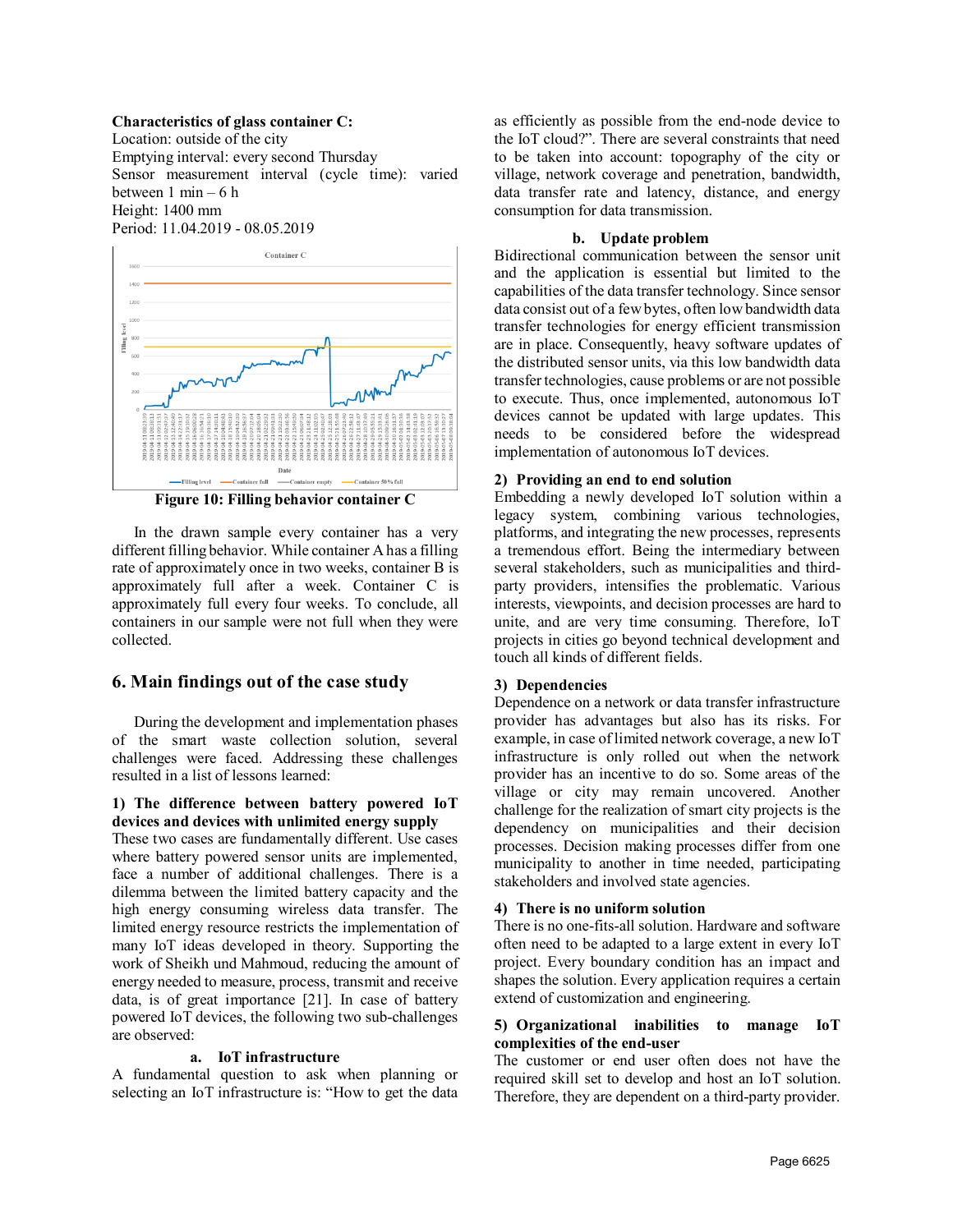**Characteristics of glass container C:**
Location: outside of the city
Emptying interval: every second Thursday
Sensor measurement interval (cycle time): varied between 1 min – 6 h
Height: 1400 mm
Period: 11.04.2019 - 08.05.2019

**Figure 10: Filling behavior container C**

In the drawn sample every container has a very different filling behavior. While container A has a filling rate of approximately once in two weeks, container B is approximately full after a week. Container C is approximately full every four weeks. To conclude, all containers in our sample were not full when they were collected.

## 6. Main findings out of the case study

During the development and implementation phases of the smart waste collection solution, several challenges were faced. Addressing these challenges resulted in a list of lessons learned:

**1) The difference between battery powered IoT devices and devices with unlimited energy supply**

These two cases are fundamentally different. Use cases where battery powered sensor units are implemented, face a number of additional challenges. There is a dilemma between the limited battery capacity and the high energy consuming wireless data transfer. The limited energy resource restricts the implementation of many IoT ideas developed in theory. Supporting the work of Sheikh und Mahmoud, reducing the amount of energy needed to measure, process, transmit and receive data, is of great importance [21]. In case of battery powered IoT devices, the following two sub-challenges are observed:

**a. IoT infrastructure**

A fundamental question to ask when planning or selecting an IoT infrastructure is: "How to get the data as efficiently as possible from the end-node device to the IoT cloud?". There are several constraints that need to be taken into account: topography of the city or village, network coverage and penetration, bandwidth, data transfer rate and latency, distance, and energy consumption for data transmission.

**b. Update problem**

Bidirectional communication between the sensor unit and the application is essential but limited to the capabilities of the data transfer technology. Since sensor data consist out of a few bytes, often low bandwidth data transfer technologies for energy efficient transmission are in place. Consequently, heavy software updates of the distributed sensor units, via this low bandwidth data transfer technologies, cause problems or are not possible to execute. Thus, once implemented, autonomous IoT devices cannot be updated with large updates. This needs to be considered before the widespread implementation of autonomous IoT devices.

**2) Providing an end to end solution**

Embedding a newly developed IoT solution within a legacy system, combining various technologies, platforms, and integrating the new processes, represents a tremendous effort. Being the intermediary between several stakeholders, such as municipalities and third-party providers, intensifies the problematic. Various interests, viewpoints, and decision processes are hard to unite, and are very time consuming. Therefore, IoT projects in cities go beyond technical development and touch all kinds of different fields.

**3) Dependencies**

Dependence on a network or data transfer infrastructure provider has advantages but also has its risks. For example, in case of limited network coverage, a new IoT infrastructure is only rolled out when the network provider has an incentive to do so. Some areas of the village or city may remain uncovered. Another challenge for the realization of smart city projects is the dependency on municipalities and their decision processes. Decision making processes differ from one municipality to another in time needed, participating stakeholders and involved state agencies.

**4) There is no uniform solution**

There is no one-fits-all solution. Hardware and software often need to be adapted to a large extent in every IoT project. Every boundary condition has an impact and shapes the solution. Every application requires a certain extend of customization and engineering.

**5) Organizational inabilities to manage IoT complexities of the end-user**

The customer or end user often does not have the required skill set to develop and host an IoT solution. Therefore, they are dependent on a third-party provider.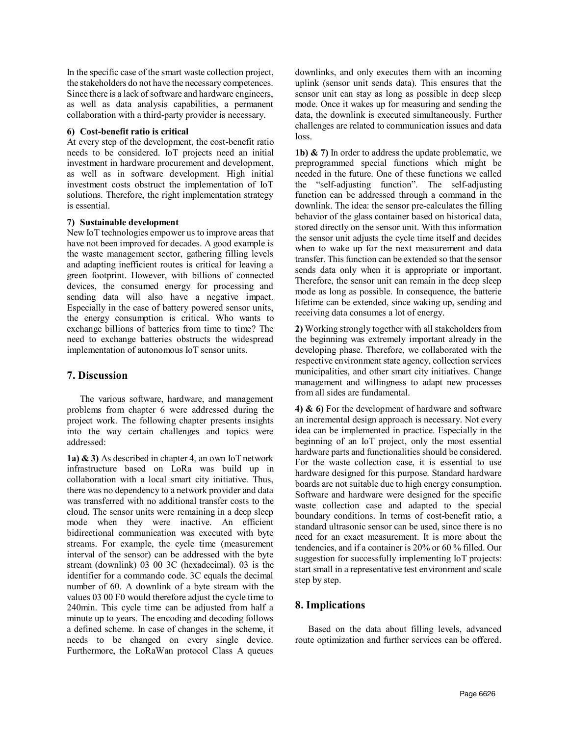In the specific case of the smart waste collection project, the stakeholders do not have the necessary competences. Since there is a lack of software and hardware engineers, as well as data analysis capabilities, a permanent collaboration with a third-party provider is necessary.

#### 6) Cost-benefit ratio is critical

At every step of the development, the cost-benefit ratio needs to be considered. IoT projects need an initial investment in hardware procurement and development, as well as in software development. High initial investment costs obstruct the implementation of IoT solutions. Therefore, the right implementation strategy is essential.

#### 7) Sustainable development

New IoT technologies empower us to improve areas that have not been improved for decades. A good example is the waste management sector, gathering filling levels and adapting inefficient routes is critical for leaving a green footprint. However, with billions of connected devices, the consumed energy for processing and sending data will also have a negative impact. Especially in the case of battery powered sensor units, the energy consumption is critical. Who wants to exchange billions of batteries from time to time? The need to exchange batteries obstructs the widespread implementation of autonomous IoT sensor units.

## 7. Discussion

The various software, hardware, and management problems from chapter 6 were addressed during the project work. The following chapter presents insights into the way certain challenges and topics were addressed:

**1a) & 3)** As described in chapter 4, an own IoT network infrastructure based on LoRa was build up in collaboration with a local smart city initiative. Thus, there was no dependency to a network provider and data was transferred with no additional transfer costs to the cloud. The sensor units were remaining in a deep sleep mode when they were inactive. An efficient bidirectional communication was executed with byte streams. For example, the cycle time (measurement interval of the sensor) can be addressed with the byte stream (downlink) 03 00 3C (hexadecimal). 03 is the identifier for a commando code. 3C equals the decimal number of 60. A downlink of a byte stream with the values 03 00 F0 would therefore adjust the cycle time to 240min. This cycle time can be adjusted from half a minute up to years. The encoding and decoding follows a defined scheme. In case of changes in the scheme, it needs to be changed on every single device. Furthermore, the LoRaWan protocol Class A queues downlinks, and only executes them with an incoming uplink (sensor unit sends data). This ensures that the sensor unit can stay as long as possible in deep sleep mode. Once it wakes up for measuring and sending the data, the downlink is executed simultaneously. Further challenges are related to communication issues and data loss.

**1b) & 7)** In order to address the update problematic, we preprogrammed special functions which might be needed in the future. One of these functions we called the "self-adjusting function". The self-adjusting function can be addressed through a command in the downlink. The idea: the sensor pre-calculates the filling behavior of the glass container based on historical data, stored directly on the sensor unit. With this information the sensor unit adjusts the cycle time itself and decides when to wake up for the next measurement and data transfer. This function can be extended so that the sensor sends data only when it is appropriate or important. Therefore, the sensor unit can remain in the deep sleep mode as long as possible. In consequence, the batterie lifetime can be extended, since waking up, sending and receiving data consumes a lot of energy.

**2)** Working strongly together with all stakeholders from the beginning was extremely important already in the developing phase. Therefore, we collaborated with the respective environment state agency, collection services municipalities, and other smart city initiatives. Change management and willingness to adapt new processes from all sides are fundamental.

**4) & 6)** For the development of hardware and software an incremental design approach is necessary. Not every idea can be implemented in practice. Especially in the beginning of an IoT project, only the most essential hardware parts and functionalities should be considered. For the waste collection case, it is essential to use hardware designed for this purpose. Standard hardware boards are not suitable due to high energy consumption. Software and hardware were designed for the specific waste collection case and adapted to the special boundary conditions. In terms of cost-benefit ratio, a standard ultrasonic sensor can be used, since there is no need for an exact measurement. It is more about the tendencies, and if a container is 20% or 60 % filled. Our suggestion for successfully implementing IoT projects: start small in a representative test environment and scale step by step.

## 8. Implications

Based on the data about filling levels, advanced route optimization and further services can be offered.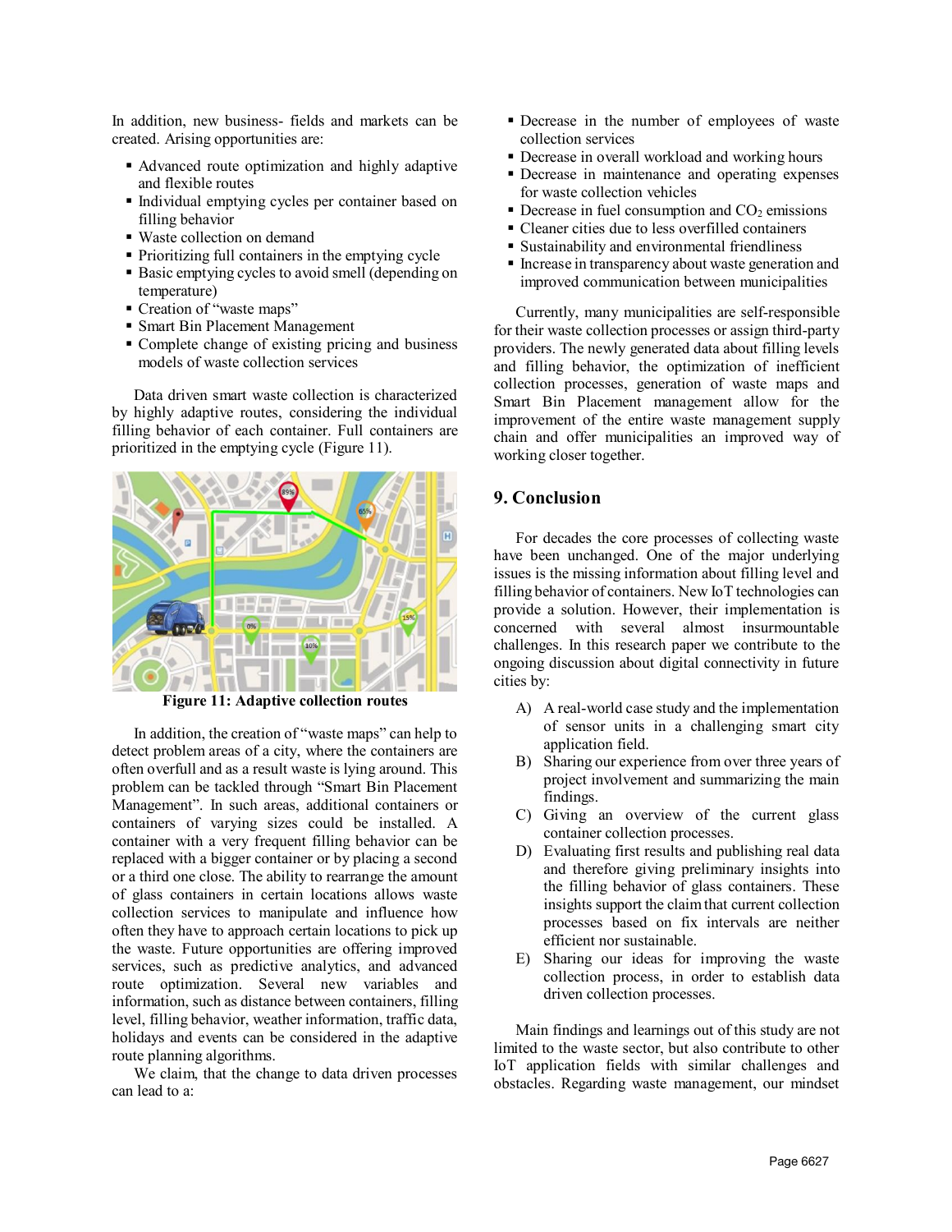In addition, new business- fields and markets can be created. Arising opportunities are:

- Advanced route optimization and highly adaptive and flexible routes
- Individual emptying cycles per container based on filling behavior
- Waste collection on demand
- Prioritizing full containers in the emptying cycle
- Basic emptying cycles to avoid smell (depending on temperature)
- Creation of "waste maps"
- Smart Bin Placement Management
- Complete change of existing pricing and business models of waste collection services

Data driven smart waste collection is characterized by highly adaptive routes, considering the individual filling behavior of each container. Full containers are prioritized in the emptying cycle (Figure 11).

**Figure 11: Adaptive collection routes**

In addition, the creation of "waste maps" can help to detect problem areas of a city, where the containers are often overfull and as a result waste is lying around. This problem can be tackled through "Smart Bin Placement Management". In such areas, additional containers or containers of varying sizes could be installed. A container with a very frequent filling behavior can be replaced with a bigger container or by placing a second or a third one close. The ability to rearrange the amount of glass containers in certain locations allows waste collection services to manipulate and influence how often they have to approach certain locations to pick up the waste. Future opportunities are offering improved services, such as predictive analytics, and advanced route optimization. Several new variables and information, such as distance between containers, filling level, filling behavior, weather information, traffic data, holidays and events can be considered in the adaptive route planning algorithms.

We claim, that the change to data driven processes can lead to a:

- Decrease in the number of employees of waste collection services
- Decrease in overall workload and working hours
- Decrease in maintenance and operating expenses for waste collection vehicles
- Decrease in fuel consumption and $CO_2$ emissions
- Cleaner cities due to less overfilled containers
- Sustainability and environmental friendliness
- Increase in transparency about waste generation and improved communication between municipalities

Currently, many municipalities are self-responsible for their waste collection processes or assign third-party providers. The newly generated data about filling levels and filling behavior, the optimization of inefficient collection processes, generation of waste maps and Smart Bin Placement management allow for the improvement of the entire waste management supply chain and offer municipalities an improved way of working closer together.

## 9. Conclusion

For decades the core processes of collecting waste have been unchanged. One of the major underlying issues is the missing information about filling level and filling behavior of containers. New IoT technologies can provide a solution. However, their implementation is concerned with several almost insurmountable challenges. In this research paper we contribute to the ongoing discussion about digital connectivity in future cities by:

A) A real-world case study and the implementation of sensor units in a challenging smart city application field.

B) Sharing our experience from over three years of project involvement and summarizing the main findings.

C) Giving an overview of the current glass container collection processes.

D) Evaluating first results and publishing real data and therefore giving preliminary insights into the filling behavior of glass containers. These insights support the claim that current collection processes based on fix intervals are neither efficient nor sustainable.

E) Sharing our ideas for improving the waste collection process, in order to establish data driven collection processes.

Main findings and learnings out of this study are not limited to the waste sector, but also contribute to other IoT application fields with similar challenges and obstacles. Regarding waste management, our mindset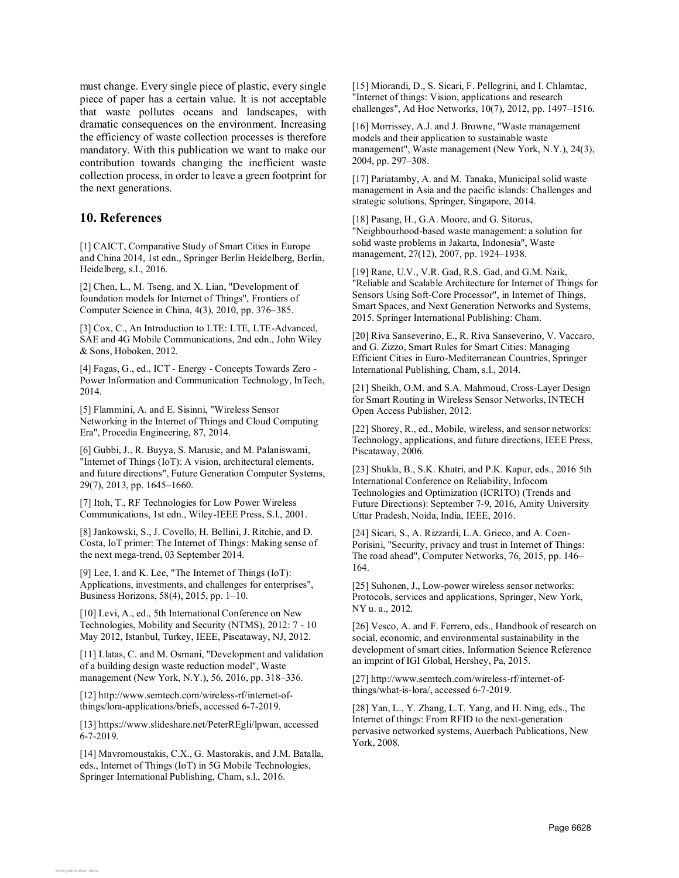must change. Every single piece of plastic, every single piece of paper has a certain value. It is not acceptable that waste pollutes oceans and landscapes, with dramatic consequences on the environment. Increasing the efficiency of waste collection processes is therefore mandatory. With this publication we want to make our contribution towards changing the inefficient waste collection process, in order to leave a green footprint for the next generations.

## 10. References

[1] CAICT, Comparative Study of Smart Cities in Europe and China 2014, 1st edn., Springer Berlin Heidelberg, Berlin, Heidelberg, s.l., 2016.

[2] Chen, L., M. Tseng, and X. Lian, "Development of foundation models for Internet of Things", Frontiers of Computer Science in China, 4(3), 2010, pp. 376–385.

[3] Cox, C., An Introduction to LTE: LTE, LTE-Advanced, SAE and 4G Mobile Communications, 2nd edn., John Wiley & Sons, Hoboken, 2012.

[4] Fagas, G., ed., ICT - Energy - Concepts Towards Zero - Power Information and Communication Technology, InTech, 2014.

[5] Flammini, A. and E. Sisinni, "Wireless Sensor Networking in the Internet of Things and Cloud Computing Era", Procedia Engineering, 87, 2014.

[6] Gubbi, J., R. Buyya, S. Marusic, and M. Palaniswami, "Internet of Things (IoT): A vision, architectural elements, and future directions", Future Generation Computer Systems, 29(7), 2013, pp. 1645–1660.

[7] Itoh, T., RF Technologies for Low Power Wireless Communications, 1st edn., Wiley-IEEE Press, S.l., 2001.

[8] Jankowski, S., J. Covello, H. Bellini, J. Ritchie, and D. Costa, IoT primer: The Internet of Things: Making sense of the next mega-trend, 03 September 2014.

[9] Lee, I. and K. Lee, "The Internet of Things (IoT): Applications, investments, and challenges for enterprises", Business Horizons, 58(4), 2015, pp. 1–10.

[10] Levi, A., ed., 5th International Conference on New Technologies, Mobility and Security (NTMS), 2012: 7 - 10 May 2012, Istanbul, Turkey, IEEE, Piscataway, NJ, 2012.

[11] Llatas, C. and M. Osmani, "Development and validation of a building design waste reduction model", Waste management (New York, N.Y.), 56, 2016, pp. 318–336.

[12] http://www.semtech.com/wireless-rf/internet-of-things/lora-applications/briefs, accessed 6-7-2019.

[13] https://www.slideshare.net/PeterREgli/lpwan, accessed 6-7-2019.

[14] Mavromoustakis, C.X., G. Mastorakis, and J.M. Batalla, eds., Internet of Things (IoT) in 5G Mobile Technologies, Springer International Publishing, Cham, s.l., 2016.

[15] Miorandi, D., S. Sicari, F. Pellegrini, and I. Chlamtac, "Internet of things: Vision, applications and research challenges", Ad Hoc Networks, 10(7), 2012, pp. 1497–1516.

[16] Morrissey, A.J. and J. Browne, "Waste management models and their application to sustainable waste management", Waste management (New York, N.Y.), 24(3), 2004, pp. 297–308.

[17] Pariatamby, A. and M. Tanaka, Municipal solid waste management in Asia and the pacific islands: Challenges and strategic solutions, Springer, Singapore, 2014.

[18] Pasang, H., G.A. Moore, and G. Sitorus, "Neighbourhood-based waste management: a solution for solid waste problems in Jakarta, Indonesia", Waste management, 27(12), 2007, pp. 1924–1938.

[19] Rane, U.V., V.R. Gad, R.S. Gad, and G.M. Naik, "Reliable and Scalable Architecture for Internet of Things for Sensors Using Soft-Core Processor", in Internet of Things, Smart Spaces, and Next Generation Networks and Systems, 2015. Springer International Publishing: Cham.

[20] Riva Sanseverino, E., R. Riva Sanseverino, V. Vaccaro, and G. Zizzo, Smart Rules for Smart Cities: Managing Efficient Cities in Euro-Mediterranean Countries, Springer International Publishing, Cham, s.l., 2014.

[21] Sheikh, O.M. and S.A. Mahmoud, Cross-Layer Design for Smart Routing in Wireless Sensor Networks, INTECH Open Access Publisher, 2012.

[22] Shorey, R., ed., Mobile, wireless, and sensor networks: Technology, applications, and future directions, IEEE Press, Piscataway, 2006.

[23] Shukla, B., S.K. Khatri, and P.K. Kapur, eds., 2016 5th International Conference on Reliability, Infocom Technologies and Optimization (ICRITO) (Trends and Future Directions): September 7-9, 2016, Amity University Uttar Pradesh, Noida, India, IEEE, 2016.

[24] Sicari, S., A. Rizzardi, L.A. Grieco, and A. Coen-Porisini, "Security, privacy and trust in Internet of Things: The road ahead", Computer Networks, 76, 2015, pp. 146–164.

[25] Suhonen, J., Low-power wireless sensor networks: Protocols, services and applications, Springer, New York, NY u. a., 2012.

[26] Vesco, A. and F. Ferrero, eds., Handbook of research on social, economic, and environmental sustainability in the development of smart cities, Information Science Reference an imprint of IGI Global, Hershey, Pa, 2015.

[27] http://www.semtech.com/wireless-rf/internet-of-things/what-is-lora/, accessed 6-7-2019.

[28] Yan, L., Y. Zhang, L.T. Yang, and H. Ning, eds., The Internet of things: From RFID to the next-generation pervasive networked systems, Auerbach Publications, New York, 2008.